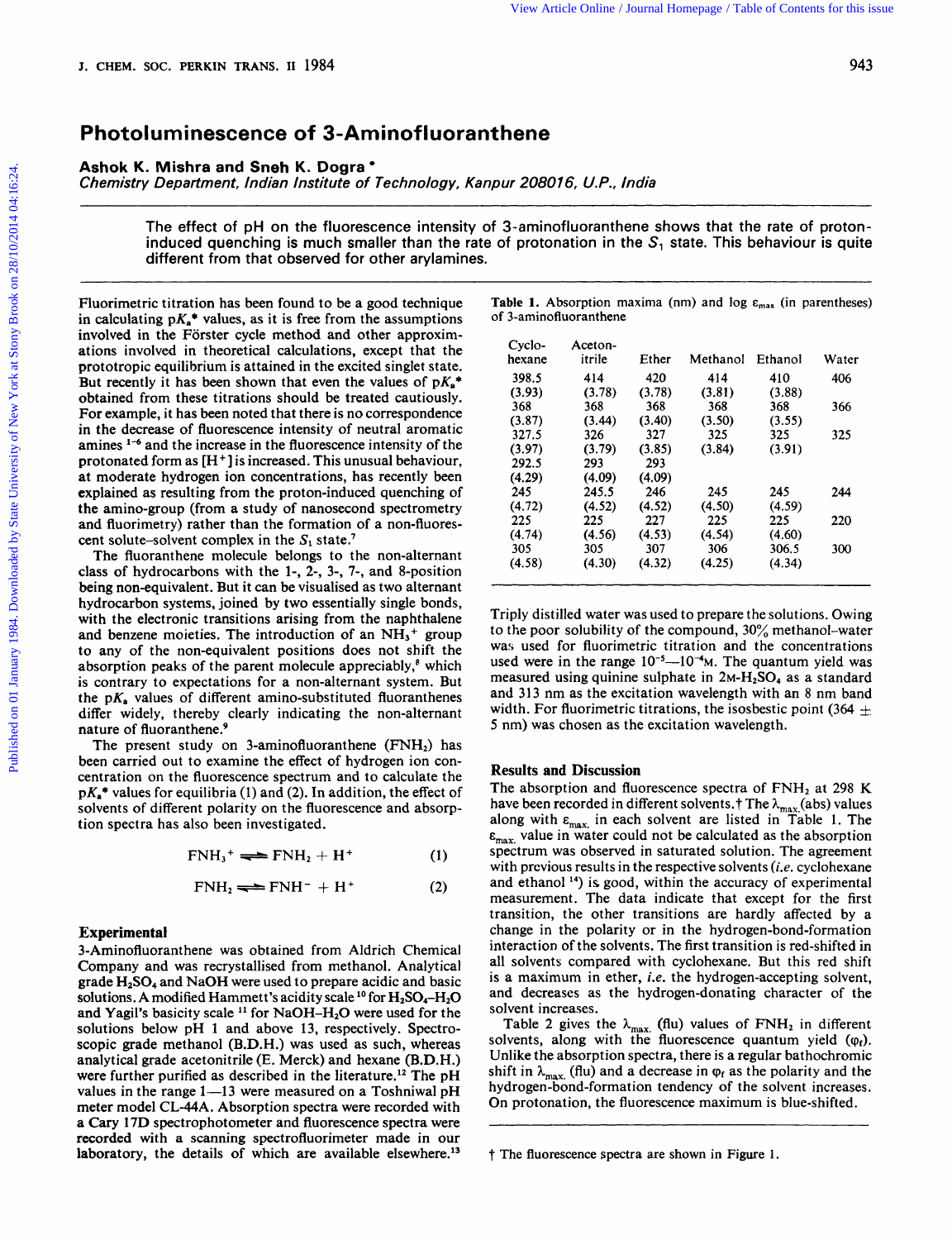# Photoluminescence of 3-Aminofluoranthene

**Ashok K. Mishra and Sneh K. Dogra** *
*Chemistry Department, Indian Institute of Technology, Kanpur 208016, U.P., India*

The effect of pH on the fluorescence intensity of 3-aminofluoranthene shows that the rate of proton-induced quenching is much smaller than the rate of protonation in the $S_1$ state. This behaviour is quite different from that observed for other arylamines.

Fluorimetric titration has been found to be a good technique in calculating $pK_a$* values, as it is free from the assumptions involved in the Förster cycle method and other approximations involved in theoretical calculations, except that the prototropic equilibrium is attained in the excited singlet state. But recently it has been shown that even the values of $pK_a$* obtained from these titrations should be treated cautiously. For example, it has been noted that there is no correspondence in the decrease of fluorescence intensity of neutral aromatic amines [1-6] and the increase in the fluorescence intensity of the protonated form as $[H^+]$ is increased. This unusual behaviour, at moderate hydrogen ion concentrations, has recently been explained as resulting from the proton-induced quenching of the amino-group (from a study of nanosecond spectrometry and fluorimetry) rather than the formation of a non-fluorescent solute–solvent complex in the $S_1$ state.[7]

The fluoranthene molecule belongs to the non-alternant class of hydrocarbons with the 1-, 2-, 3-, 7-, and 8-position being non-equivalent. But it can be visualised as two alternant hydrocarbon systems, joined by two essentially single bonds, with the electronic transitions arising from the naphthalene and benzene moieties. The introduction of an $NH_3^+$ group to any of the non-equivalent positions does not shift the absorption peaks of the parent molecule appreciably,[8] which is contrary to expectations for a non-alternant system. But the $pK_a$ values of different amino-substituted fluoranthenes differ widely, thereby clearly indicating the non-alternant nature of fluoranthene.[9]

The present study on 3-aminofluoranthene ($FNH_2$) has been carried out to examine the effect of hydrogen ion concentration on the fluorescence spectrum and to calculate the $pK_a$* values for equilibria (1) and (2). In addition, the effect of solvents of different polarity on the fluorescence and absorption spectra has also been investigated.

$$FNH_3^+ \rightleftharpoons FNH_2 + H^+ \qquad (1)$$

$$FNH_2 \rightleftharpoons FNH^- + H^+ \qquad (2)$$

## Experimental

3-Aminofluoranthene was obtained from Aldrich Chemical Company and was recrystallised from methanol. Analytical grade $H_2SO_4$ and NaOH were used to prepare acidic and basic solutions. A modified Hammett's acidity scale [10] for $H_2SO_4$–$H_2O$ and Yagil's basicity scale [11] for NaOH–$H_2O$ were used for the solutions below pH 1 and above 13, respectively. Spectroscopic grade methanol (B.D.H.) was used as such, whereas analytical grade acetonitrile (E. Merck) and hexane (B.D.H.) were further purified as described in the literature.[12] The pH values in the range 1—13 were measured on a Toshniwal pH meter model CL-44A. Absorption spectra were recorded with a Cary 17D spectrophotometer and fluorescence spectra were recorded with a scanning spectrofluorimeter made in our laboratory, the details of which are available elsewhere.[13]

**Table 1.** Absorption maxima (nm) and log $\varepsilon_{max}$ (in parentheses) of 3-aminofluoranthene

| Cyclohexane | Acetonitrile | Ether | Methanol | Ethanol | Water |
|---|---|---|---|---|---|
| 398.5 (3.93) | 414 (3.78) | 420 (3.78) | 414 (3.81) | 410 (3.88) | 406 |
| 368 (3.87) | 368 (3.44) | 368 (3.40) | 368 (3.50) | 368 (3.55) | 366 |
| 327.5 (3.97) | 326 (3.79) | 327 (3.85) | 325 (3.84) | 325 (3.91) | 325 |
| 292.5 (4.29) | 293 (4.09) | 293 (4.09) | | | |
| 245 (4.72) | 245.5 (4.52) | 246 (4.52) | 245 (4.50) | 245 (4.59) | 244 |
| 225 (4.74) | 225 (4.56) | 227 (4.53) | 225 (4.54) | 225 (4.60) | 220 |
| 305 (4.58) | 305 (4.30) | 307 (4.32) | 306 (4.25) | 306.5 (4.34) | 300 |

Triply distilled water was used to prepare the solutions. Owing to the poor solubility of the compound, 30% methanol–water was used for fluorimetric titration and the concentrations used were in the range $10^{-5}$—$10^{-4}$M. The quantum yield was measured using quinine sulphate in 2M-$H_2SO_4$ as a standard and 313 nm as the excitation wavelength with an 8 nm band width. For fluorimetric titrations, the isosbestic point (364 ± 5 nm) was chosen as the excitation wavelength.

## Results and Discussion

The absorption and fluorescence spectra of $FNH_2$ at 298 K have been recorded in different solvents.† The $\lambda_{max.}$(abs) values along with $\varepsilon_{max.}$ in each solvent are listed in Table 1. The $\varepsilon_{max.}$ value in water could not be calculated as the absorption spectrum was observed in saturated solution. The agreement with previous results in the respective solvents (*i.e.* cyclohexane and ethanol [14]) is good, within the accuracy of experimental measurement. The data indicate that except for the first transition, the other transitions are hardly affected by a change in the polarity or in the hydrogen-bond-formation interaction of the solvents. The first transition is red-shifted in all solvents compared with cyclohexane. But this red shift is a maximum in ether, *i.e.* the hydrogen-accepting solvent, and decreases as the hydrogen-donating character of the solvent increases.

Table 2 gives the $\lambda_{max.}$ (flu) values of $FNH_2$ in different solvents, along with the fluorescence quantum yield ($\varphi_f$). Unlike the absorption spectra, there is a regular bathochromic shift in $\lambda_{max.}$ (flu) and a decrease in $\varphi_f$ as the polarity and the hydrogen-bond-formation tendency of the solvent increases. On protonation, the fluorescence maximum is blue-shifted.

† The fluorescence spectra are shown in Figure 1.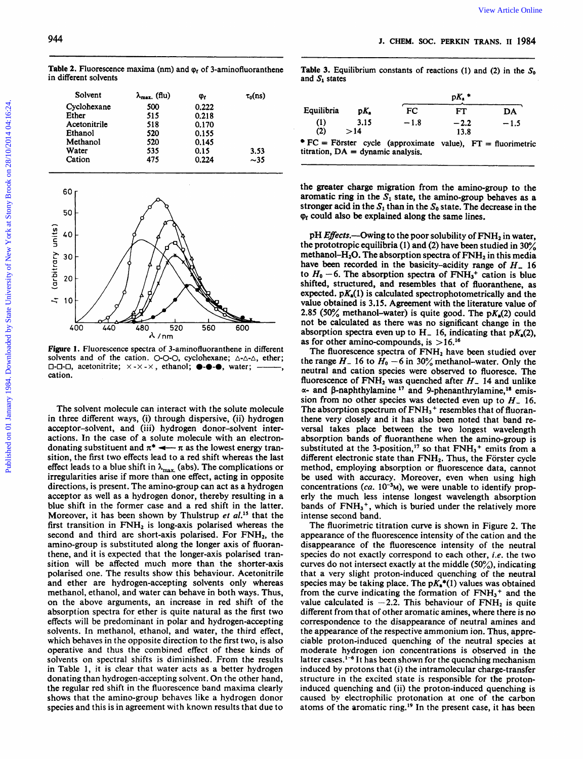**Table 2.** Fluorescence maxima (nm) and $\varphi_f$ of 3-aminofluoranthene in different solvents

| Solvent | $\lambda_{max.}$ (flu) | $\varphi_f$ | $\tau_0$(ns) |
|---|---|---|---|
| Cyclohexane | 500 | 0.222 | |
| Ether | 515 | 0.218 | |
| Acetonitrile | 518 | 0.170 | |
| Ethanol | 520 | 0.155 | |
| Methanol | 520 | 0.145 | |
| Water | 535 | 0.15 | 3.53 |
| Cation | 475 | 0.224 | ~35 |

**Figure 1.** Fluorescence spectra of 3-aminofluoranthene in different solvents and of the cation. O-O-O, cyclohexane; △-△-△, ether; □-□-□, acetonitrite; ×-×-×, ethanol; ●-●-●, water; ———, cation.

The solvent molecule can interact with the solute molecule in three different ways, (i) through dispersive, (ii) hydrogen acceptor–solvent, and (iii) hydrogen donor–solvent interactions. In the case of a solute molecule with an electron-donating substituent and $\pi^* \longleftarrow \pi$ as the lowest energy transition, the first two effects lead to a red shift whereas the last effect leads to a blue shift in $\lambda_{max.}$ (abs). The complications or irregularities arise if more than one effect, acting in opposite directions, is present. The amino-group can act as a hydrogen acceptor as well as a hydrogen donor, thereby resulting in a blue shift in the former case and a red shift in the latter. Moreover, it has been shown by Thulstrup *et al.*[15] that the first transition in $FNH_2$ is long-axis polarised whereas the second and third are short-axis polarised. For $FNH_2$, the amino-group is substituted along the longer axis of fluoranthene, and it is expected that the longer-axis polarised transition will be affected much more than the shorter-axis polarised one. The results show this behaviour. Acetonitrile and ether are hydrogen-accepting solvents only whereas methanol, ethanol, and water can behave in both ways. Thus, on the above arguments, an increase in red shift of the absorption spectra for ether is quite natural as the first two effects will be predominant in polar and hydrogen-accepting solvents. In methanol, ethanol, and water, the third effect, which behaves in the opposite direction to the first two, is also operative and thus the combined effect of these kinds of solvents on spectral shifts is diminished. From the results in Table 1, it is clear that water acts as a better hydrogen donating than hydrogen-accepting solvent. On the other hand, the regular red shift in the fluorescence band maxima clearly shows that the amino-group behaves like a hydrogen donor species and this is in agreement with known results that due to the greater charge migration from the amino-group to the aromatic ring in the $S_1$ state, the amino-group behaves as a stronger acid in the $S_1$ than in the $S_0$ state. The decrease in the $\varphi_f$ could also be explained along the same lines.

**Table 3.** Equilibrium constants of reactions (1) and (2) in the $S_0$ and $S_1$ states

| Equilibria | p$K_a$ | p$K_a$* FC | p$K_a$* FT | p$K_a$* DA |
|---|---|---|---|---|
| (1) | 3.15 | −1.8 | −2.2 | −1.5 |
| (2) | >14 | | 13.8 | |

* FC = Förster cycle (approximate value), FT = fluorimetric titration, DA = dynamic analysis.

**pH *Effects*.**—Owing to the poor solubility of $FNH_2$ in water, the prototropic equilibria (1) and (2) have been studied in 30% methanol–$H_2O$. The absorption spectra of $FNH_2$ in this media have been recorded in the basicity–acidity range of $H_-$ 16 to $H_0$ −6. The absorption spectra of $FNH_3^+$ cation is blue shifted, structured, and resembles that of fluoranthene, as expected. p$K_a$(1) is calculated spectrophotometrically and the value obtained is 3.15. Agreement with the literature value of 2.85 (50% methanol–water) is quite good. The p$K_a$(2) could not be calculated as there was no significant change in the absorption spectra even up to $H_-$ 16, indicating that p$K_a$(2), as for other amino-compounds, is >16.[16]

The fluorescence spectra of $FNH_2$ have been studied over the range $H_-$ 16 to $H_0$ −6 in 30% methanol–water. Only the neutral and cation species were observed to fluoresce. The fluorescence of $FNH_2$ was quenched after $H_-$ 14 and unlike α- and β-naphthylamine[17] and 9-phenanthrylamine,[18] emission from no other species was detected even up to $H_-$ 16. The absorption spectrum of $FNH_3^+$ resembles that of fluoranthene very closely and it has also been noted that band reversal takes place between the two longest wavelength absorption bands of fluoranthene when the amino-group is substituted at the 3-position,[17] so that $FNH_3^+$ emits from a different electronic state than $FNH_2$. Thus, the Förster cycle method, employing absorption or fluorescence data, cannot be used with accuracy. Moreover, even when using high concentrations (*ca.* $10^{-3}$M), we were unable to identify properly the much less intense longest wavelength absorption bands of $FNH_3^+$, which is buried under the relatively more intense second band.

The fluorimetric titration curve is shown in Figure 2. The appearance of the fluorescence intensity of the cation and the disappearance of the fluorescence intensity of the neutral species do not exactly correspond to each other, *i.e.* the two curves do not intersect exactly at the middle (50%), indicating that a very slight proton-induced quenching of the neutral species may be taking place. The p$K_a$*(1) values was obtained from the curve indicating the formation of $FNH_3^+$ and the value calculated is −2.2. This behaviour of $FNH_2$ is quite different from that of other aromatic amines, where there is no correspondence to the disappearance of neutral amines and the appearance of the respective ammonium ion. Thus, appreciable proton-induced quenching of the neutral species at moderate hydrogen ion concentrations is observed in the latter cases.[1–6] It has been shown for the quenching mechanism induced by protons that (i) the intramolecular charge-transfer structure in the excited state is responsible for the proton-induced quenching and (ii) the proton-induced quenching is caused by electrophilic protonation at one of the carbon atoms of the aromatic ring.[19] In the present case, it has been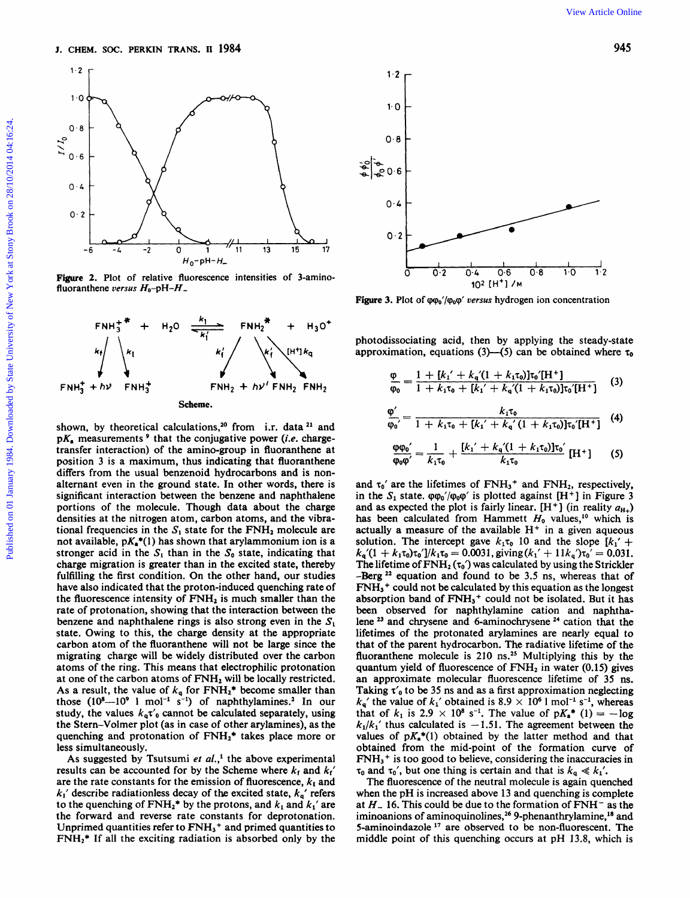Figure 2. Plot of relative fluorescence intensities of 3-aminofluoranthene *versus* $H_0$–pH–$H_-$

Scheme.

shown, by theoretical calculations,[20] from i.r. data [21] and $pK_a$ measurements [9] that the conjugative power (*i.e.* charge-transfer interaction) of the amino-group in fluoranthene at position 3 is a maximum, thus indicating that fluoranthene differs from the usual benzenoid hydrocarbons and is non-alternant even in the ground state. In other words, there is significant interaction between the benzene and naphthalene portions of the molecule. Though data about the charge densities at the nitrogen atom, carbon atoms, and the vibrational frequencies in the $S_1$ state for the $FNH_2$ molecule are not available, $pK_a^*(1)$ has shown that arylammonium ion is a stronger acid in the $S_1$ than in the $S_0$ state, indicating that charge migration is greater than in the excited state, thereby fulfilling the first condition. On the other hand, our studies have also indicated that the proton-induced quenching rate of the fluorescence intensity of $FNH_2$ is much smaller than the rate of protonation, showing that the interaction between the benzene and naphthalene rings is also strong even in the $S_1$ state. Owing to this, the charge density at the appropriate carbon atom of the fluoranthene will not be large since the migrating charge will be widely distributed over the carbon atoms of the ring. This means that electrophilic protonation at one of the carbon atoms of $FNH_2$ will be locally restricted. As a result, the value of $k_q$ for $FNH_2^*$ become smaller than those ($10^8$—$10^9$ l mol$^{-1}$ s$^{-1}$) of naphthylamines.[2] In our study, the values $k_q\tau'_0$ cannot be calculated separately, using the Stern–Volmer plot (as in case of other arylamines), as the quenching and protonation of $FNH_2^*$ takes place more or less simultaneously.

As suggested by Tsutsumi *et al.*,[1] the above experimental results can be accounted for by the Scheme where $k_f$ and $k_f'$ are the rate constants for the emission of fluorescence, $k_i$ and $k_i'$ describe radiationless decay of the excited state, $k_q'$ refers to the quenching of $FNH_2^*$ by the protons, and $k_1$ and $k_1'$ are the forward and reverse rate constants for deprotonation. Unprimed quantities refer to $FNH_3^+$ and primed quantities to $FNH_2^*$. If all the exciting radiation is absorbed only by the photodissociating acid, then by applying the steady-state approximation, equations (3)—(5) can be obtained where $\tau_0$

Figure 3. Plot of $\varphi\varphi_0'/\varphi_0\varphi'$ *versus* hydrogen ion concentration

$$\frac{\varphi}{\varphi_0} = \frac{1 + [k_1' + k_q'(1 + k_1\tau_0)]\tau_0'[H^+]}{1 + k_1\tau_0 + [k_1' + k_q'(1 + k_1\tau_0)]\tau_0'[H^+]} \quad (3)$$

$$\frac{\varphi'}{\varphi_0'} = \frac{k_1\tau_0}{1 + k_1\tau_0 + [k_1' + k_q'(1 + k_1\tau_0)]\tau_0'[H^+]} \quad (4)$$

$$\frac{\varphi\varphi_0'}{\varphi_0\varphi'} = \frac{1}{k_1\tau_0} + \frac{[k_1' + k_q'(1 + k_1\tau_0)]\tau_0'}{k_1\tau_0}[H^+] \quad (5)$$

and $\tau_0'$ are the lifetimes of $FNH_3^+$ and $FNH_2$, respectively, in the $S_1$ state. $\varphi\varphi_0'/\varphi_0\varphi'$ is plotted against $[H^+]$ in Figure 3 and as expected the plot is fairly linear. $[H^+]$ (in reality $a_{H+}$) has been calculated from Hammett $H_0$ values,[10] which is actually a measure of the available $H^+$ in a given aqueous solution. The intercept gave $k_1\tau_0$ 10 and the slope $[k_1' + k_q'(1 + k_1\tau_0)\tau_0']/k_1\tau_0 = 0.0031$, giving $(k_1' + 11k_q')\tau_0' = 0.031$. The lifetime of $FNH_2$ ($\tau_0'$) was calculated by using the Strickler–Berg [22] equation and found to be 3.5 ns, whereas that of $FNH_3^+$ could not be calculated by this equation as the longest absorption band of $FNH_3^+$ could not be isolated. But it has been observed for naphthylamine cation and naphthalene [23] and 6-aminochrysene [24] cation that the lifetimes of the protonated arylamines are nearly equal to that of the parent hydrocarbon. The radiative lifetime of the fluoranthene molecule is 210 ns.[25] Multiplying this by the quantum yield of fluorescence of $FNH_2$ in water (0.15) gives an approximate molecular fluorescence lifetime of 35 ns. Taking $\tau'_0$ to be 35 ns and as a first approximation neglecting $k_q'$ the value of $k_1'$ obtained is $8.9 \times 10^6$ l mol$^{-1}$ s$^{-1}$, whereas that of $k_1$ is $2.9 \times 10^8$ s$^{-1}$. The value of $pK_a^*$ (1) = $-$log $k_1/k_1'$ thus calculated is $-1.51$. The agreement between the values of $pK_a^*(1)$ obtained by the latter method and that obtained from the mid-point of the formation curve of $FNH_3^+$ is too good to believe, considering the inaccuracies in $\tau_0$ and $\tau_0'$, but one thing is certain and that is $k_q \ll k_1'$.

The fluorescence of the neutral molecule is again quenched when the pH is increased above 13 and quenching is complete at $H_-$ 16. This could be due to the formation of $FNH^-$ as the iminoanions of aminoquinolines,[26] 9-phenanthrylamine,[18] and 5-aminoindazole [17] are observed to be non-fluorescent. The middle point of this quenching occurs at pH 13.8, which is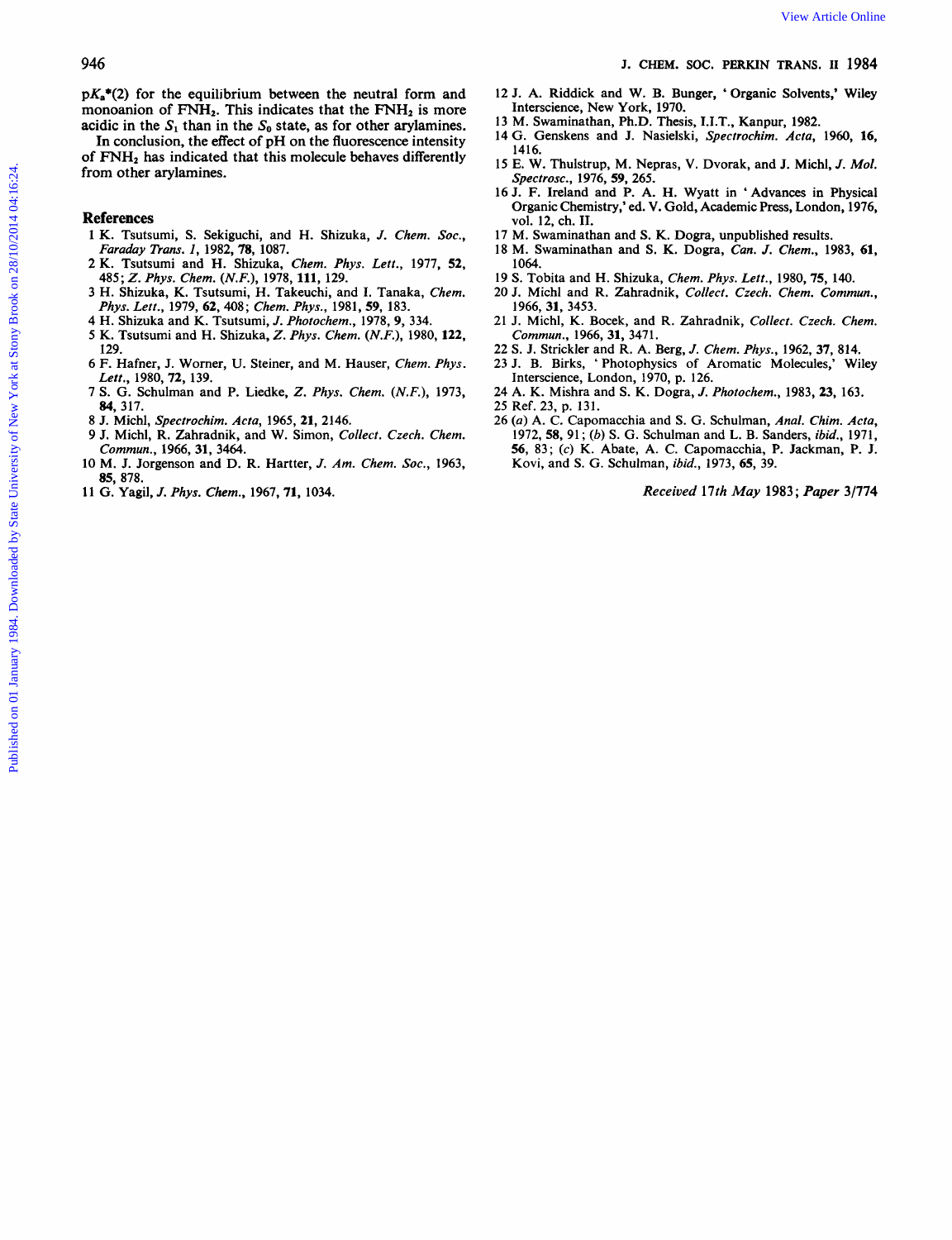$pK_a^*(2)$ for the equilibrium between the neutral form and monoanion of $FNH_2$. This indicates that the $FNH_2$ is more acidic in the $S_1$ than in the $S_0$ state, as for other arylamines.

In conclusion, the effect of pH on the fluorescence intensity of $FNH_2$ has indicated that this molecule behaves differently from other arylamines.

## References

1 K. Tsutsumi, S. Sekiguchi, and H. Shizuka, *J. Chem. Soc., Faraday Trans. 1*, 1982, **78**, 1087.
2 K. Tsutsumi and H. Shizuka, *Chem. Phys. Lett.*, 1977, **52**, 485; *Z. Phys. Chem. (N.F.)*, 1978, **111**, 129.
3 H. Shizuka, K. Tsutsumi, H. Takeuchi, and I. Tanaka, *Chem. Phys. Lett.*, 1979, **62**, 408; *Chem. Phys.*, 1981, **59**, 183.
4 H. Shizuka and K. Tsutsumi, *J. Photochem.*, 1978, **9**, 334.
5 K. Tsutsumi and H. Shizuka, *Z. Phys. Chem. (N.F.)*, 1980, **122**, 129.
6 F. Hafner, J. Worner, U. Steiner, and M. Hauser, *Chem. Phys. Lett.*, 1980, **72**, 139.
7 S. G. Schulman and P. Liedke, *Z. Phys. Chem. (N.F.)*, 1973, **84**, 317.
8 J. Michl, *Spectrochim. Acta*, 1965, **21**, 2146.
9 J. Michl, R. Zahradnik, and W. Simon, *Collect. Czech. Chem. Commun.*, 1966, **31**, 3464.
10 M. J. Jorgenson and D. R. Hartter, *J. Am. Chem. Soc.*, 1963, **85**, 878.
11 G. Yagil, *J. Phys. Chem.*, 1967, **71**, 1034.
12 J. A. Riddick and W. B. Bunger, 'Organic Solvents,' Wiley Interscience, New York, 1970.
13 M. Swaminathan, Ph.D. Thesis, I.I.T., Kanpur, 1982.
14 G. Genskens and J. Nasielski, *Spectrochim. Acta*, 1960, **16**, 1416.
15 E. W. Thulstrup, M. Nepras, V. Dvorak, and J. Michl, *J. Mol. Spectrosc.*, 1976, **59**, 265.
16 J. F. Ireland and P. A. H. Wyatt in 'Advances in Physical Organic Chemistry,' ed. V. Gold, Academic Press, London, 1976, vol. 12, ch. II.
17 M. Swaminathan and S. K. Dogra, unpublished results.
18 M. Swaminathan and S. K. Dogra, *Can. J. Chem.*, 1983, **61**, 1064.
19 S. Tobita and H. Shizuka, *Chem. Phys. Lett.*, 1980, **75**, 140.
20 J. Michl and R. Zahradnik, *Collect. Czech. Chem. Commun.*, 1966, **31**, 3453.
21 J. Michl, K. Bocek, and R. Zahradnik, *Collect. Czech. Chem. Commun.*, 1966, **31**, 3471.
22 S. J. Strickler and R. A. Berg, *J. Chem. Phys.*, 1962, **37**, 814.
23 J. B. Birks, 'Photophysics of Aromatic Molecules,' Wiley Interscience, London, 1970, p. 126.
24 A. K. Mishra and S. K. Dogra, *J. Photochem.*, 1983, **23**, 163.
25 Ref. 23, p. 131.
26 (*a*) A. C. Capomacchia and S. G. Schulman, *Anal. Chim. Acta*, 1972, **58**, 91; (*b*) S. G. Schulman and L. B. Sanders, *ibid.*, 1971, **56**, 83; (*c*) K. Abate, A. C. Capomacchia, P. Jackman, P. J. Kovi, and S. G. Schulman, *ibid.*, 1973, **65**, 39.

*Received 17th May 1983; Paper 3/774*